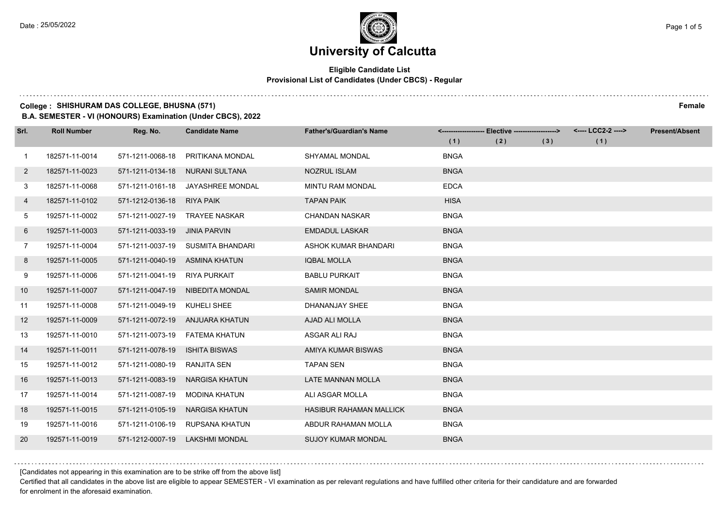Date : 25/05/2022

# University of Calcutta

**Eligible Candidate List**
**Provisional List of Candidates (Under CBCS) - Regular**

**College : SHISHURAM DAS COLLEGE, BHUSNA (571)** **Female**
**B.A. SEMESTER - VI (HONOURS) Examination (Under CBCS), 2022**

| Srl. | Roll Number | Reg. No. | Candidate Name | Father's/Guardian's Name | <---- Elective ----> | | | <---- LCC2-2 ----> | Present/Absent |
|---|---|---|---|---|---|---|---|---|---|
| | | | | | (1) | (2) | (3) | (1) | |
| 1 | 182571-11-0014 | 571-1211-0068-18 | PRITIKANA MONDAL | SHYAMAL MONDAL | BNGA | | | | |
| 2 | 182571-11-0023 | 571-1211-0134-18 | NURANI SULTANA | NOZRUL ISLAM | BNGA | | | | |
| 3 | 182571-11-0068 | 571-1211-0161-18 | JAYASHREE MONDAL | MINTU RAM MONDAL | EDCA | | | | |
| 4 | 182571-11-0102 | 571-1212-0136-18 | RIYA PAIK | TAPAN PAIK | HISA | | | | |
| 5 | 192571-11-0002 | 571-1211-0027-19 | TRAYEE NASKAR | CHANDAN NASKAR | BNGA | | | | |
| 6 | 192571-11-0003 | 571-1211-0033-19 | JINIA PARVIN | EMDADUL LASKAR | BNGA | | | | |
| 7 | 192571-11-0004 | 571-1211-0037-19 | SUSMITA BHANDARI | ASHOK KUMAR BHANDARI | BNGA | | | | |
| 8 | 192571-11-0005 | 571-1211-0040-19 | ASMINA KHATUN | IQBAL MOLLA | BNGA | | | | |
| 9 | 192571-11-0006 | 571-1211-0041-19 | RIYA PURKAIT | BABLU PURKAIT | BNGA | | | | |
| 10 | 192571-11-0007 | 571-1211-0047-19 | NIBEDITA MONDAL | SAMIR MONDAL | BNGA | | | | |
| 11 | 192571-11-0008 | 571-1211-0049-19 | KUHELI SHEE | DHANANJAY SHEE | BNGA | | | | |
| 12 | 192571-11-0009 | 571-1211-0072-19 | ANJUARA KHATUN | AJAD ALI MOLLA | BNGA | | | | |
| 13 | 192571-11-0010 | 571-1211-0073-19 | FATEMA KHATUN | ASGAR ALI RAJ | BNGA | | | | |
| 14 | 192571-11-0011 | 571-1211-0078-19 | ISHITA BISWAS | AMIYA KUMAR BISWAS | BNGA | | | | |
| 15 | 192571-11-0012 | 571-1211-0080-19 | RANJITA SEN | TAPAN SEN | BNGA | | | | |
| 16 | 192571-11-0013 | 571-1211-0083-19 | NARGISA KHATUN | LATE MANNAN MOLLA | BNGA | | | | |
| 17 | 192571-11-0014 | 571-1211-0087-19 | MODINA KHATUN | ALI ASGAR MOLLA | BNGA | | | | |
| 18 | 192571-11-0015 | 571-1211-0105-19 | NARGISA KHATUN | HASIBUR RAHAMAN MALLICK | BNGA | | | | |
| 19 | 192571-11-0016 | 571-1211-0106-19 | RUPSANA KHATUN | ABDUR RAHAMAN MOLLA | BNGA | | | | |
| 20 | 192571-11-0019 | 571-1212-0007-19 | LAKSHMI MONDAL | SUJOY KUMAR MONDAL | BNGA | | | | |

[Candidates not appearing in this examination are to be strike off from the above list]

Certified that all candidates in the above list are eligible to appear SEMESTER - VI examination as per relevant regulations and have fulfilled other criteria for their candidature and are forwarded for enrolment in the aforesaid examination.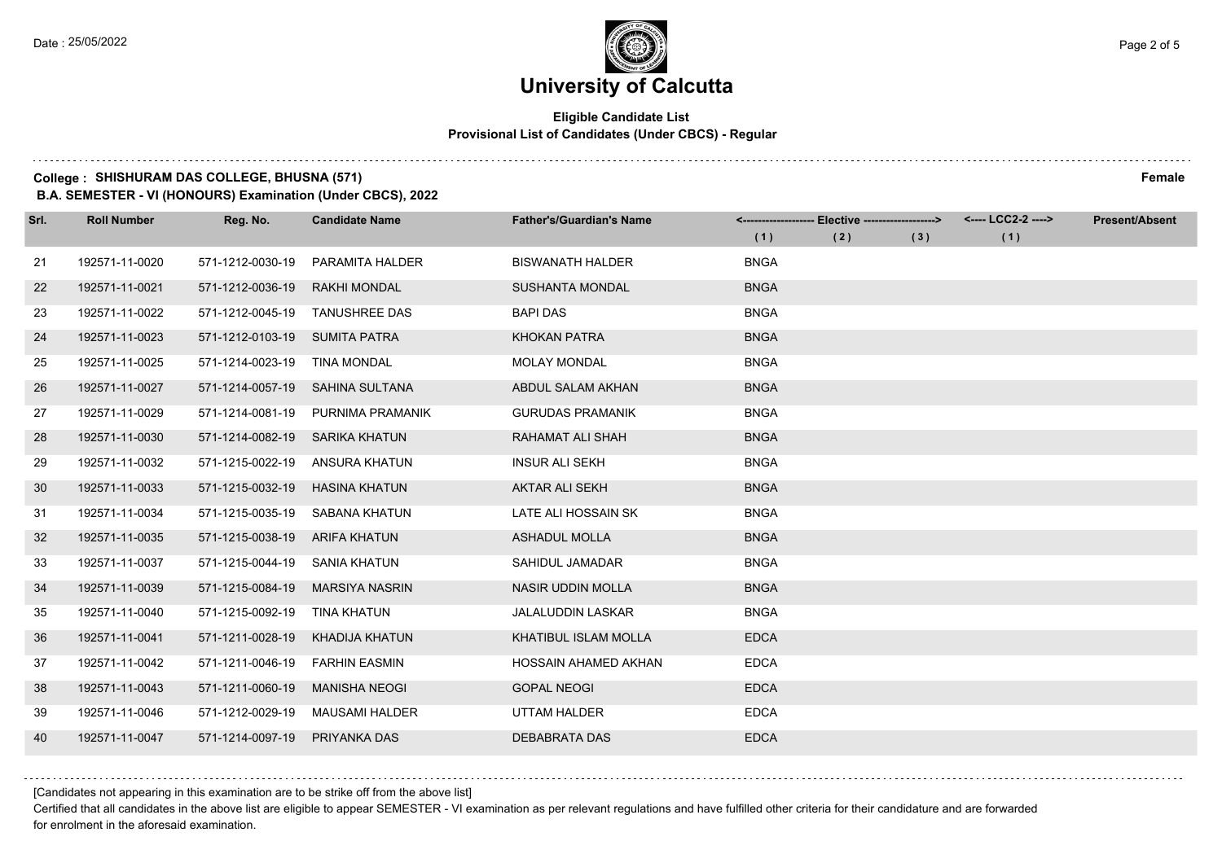# University of Calcutta

**Eligible Candidate List**
**Provisional List of Candidates (Under CBCS) - Regular**

**College : SHISHURAM DAS COLLEGE, BHUSNA (571)** **Female**

**B.A. SEMESTER - VI (HONOURS) Examination (Under CBCS), 2022**

| Srl. | Roll Number | Reg. No. | Candidate Name | Father's/Guardian's Name | <------------------ Elective ------------------> | | | <---- LCC2-2 ----> | Present/Absent |
|---|---|---|---|---|---|---|---|---|---|
| | | | | | (1) | (2) | (3) | (1) | |
| 21 | 192571-11-0020 | 571-1212-0030-19 | PARAMITA HALDER | BISWANATH HALDER | BNGA | | | | |
| 22 | 192571-11-0021 | 571-1212-0036-19 | RAKHI MONDAL | SUSHANTA MONDAL | BNGA | | | | |
| 23 | 192571-11-0022 | 571-1212-0045-19 | TANUSHREE DAS | BAPI DAS | BNGA | | | | |
| 24 | 192571-11-0023 | 571-1212-0103-19 | SUMITA PATRA | KHOKAN PATRA | BNGA | | | | |
| 25 | 192571-11-0025 | 571-1214-0023-19 | TINA MONDAL | MOLAY MONDAL | BNGA | | | | |
| 26 | 192571-11-0027 | 571-1214-0057-19 | SAHINA SULTANA | ABDUL SALAM AKHAN | BNGA | | | | |
| 27 | 192571-11-0029 | 571-1214-0081-19 | PURNIMA PRAMANIK | GURUDAS PRAMANIK | BNGA | | | | |
| 28 | 192571-11-0030 | 571-1214-0082-19 | SARIKA KHATUN | RAHAMAT ALI SHAH | BNGA | | | | |
| 29 | 192571-11-0032 | 571-1215-0022-19 | ANSURA KHATUN | INSUR ALI SEKH | BNGA | | | | |
| 30 | 192571-11-0033 | 571-1215-0032-19 | HASINA KHATUN | AKTAR ALI SEKH | BNGA | | | | |
| 31 | 192571-11-0034 | 571-1215-0035-19 | SABANA KHATUN | LATE ALI HOSSAIN SK | BNGA | | | | |
| 32 | 192571-11-0035 | 571-1215-0038-19 | ARIFA KHATUN | ASHADUL MOLLA | BNGA | | | | |
| 33 | 192571-11-0037 | 571-1215-0044-19 | SANIA KHATUN | SAHIDUL JAMADAR | BNGA | | | | |
| 34 | 192571-11-0039 | 571-1215-0084-19 | MARSIYA NASRIN | NASIR UDDIN MOLLA | BNGA | | | | |
| 35 | 192571-11-0040 | 571-1215-0092-19 | TINA KHATUN | JALALUDDIN LASKAR | BNGA | | | | |
| 36 | 192571-11-0041 | 571-1211-0028-19 | KHADIJA KHATUN | KHATIBUL ISLAM MOLLA | EDCA | | | | |
| 37 | 192571-11-0042 | 571-1211-0046-19 | FARHIN EASMIN | HOSSAIN AHAMED AKHAN | EDCA | | | | |
| 38 | 192571-11-0043 | 571-1211-0060-19 | MANISHA NEOGI | GOPAL NEOGI | EDCA | | | | |
| 39 | 192571-11-0046 | 571-1212-0029-19 | MAUSAMI HALDER | UTTAM HALDER | EDCA | | | | |
| 40 | 192571-11-0047 | 571-1214-0097-19 | PRIYANKA DAS | DEBABRATA DAS | EDCA | | | | |

[Candidates not appearing in this examination are to be strike off from the above list]

Certified that all candidates in the above list are eligible to appear SEMESTER - VI examination as per relevant regulations and have fulfilled other criteria for their candidature and are forwarded for enrolment in the aforesaid examination.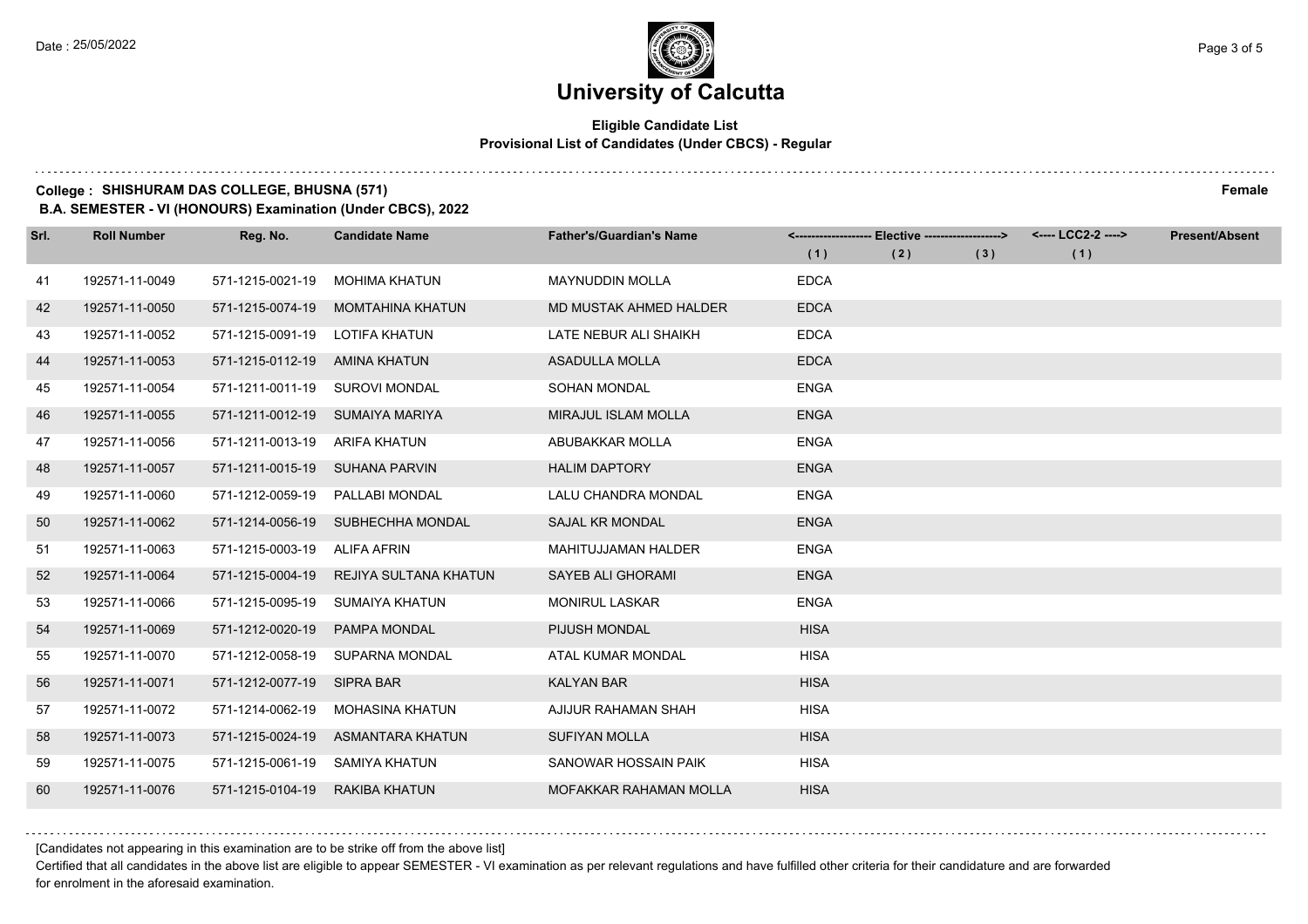# University of Calcutta

**Eligible Candidate List**
**Provisional List of Candidates (Under CBCS) - Regular**

**College : SHISHURAM DAS COLLEGE, BHUSNA (571)** **Female**
**B.A. SEMESTER - VI (HONOURS) Examination (Under CBCS), 2022**

| Srl. | Roll Number | Reg. No. | Candidate Name | Father's/Guardian's Name | Elective (1) | Elective (2) | Elective (3) | LCC2-2 (1) | Present/Absent |
|---|---|---|---|---|---|---|---|---|---|
| 41 | 192571-11-0049 | 571-1215-0021-19 | MOHIMA KHATUN | MAYNUDDIN MOLLA | EDCA | | | | |
| 42 | 192571-11-0050 | 571-1215-0074-19 | MOMTAHINA KHATUN | MD MUSTAK AHMED HALDER | EDCA | | | | |
| 43 | 192571-11-0052 | 571-1215-0091-19 | LOTIFA KHATUN | LATE NEBUR ALI SHAIKH | EDCA | | | | |
| 44 | 192571-11-0053 | 571-1215-0112-19 | AMINA KHATUN | ASADULLA MOLLA | EDCA | | | | |
| 45 | 192571-11-0054 | 571-1211-0011-19 | SUROVI MONDAL | SOHAN MONDAL | ENGA | | | | |
| 46 | 192571-11-0055 | 571-1211-0012-19 | SUMAIYA MARIYA | MIRAJUL ISLAM MOLLA | ENGA | | | | |
| 47 | 192571-11-0056 | 571-1211-0013-19 | ARIFA KHATUN | ABUBAKKAR MOLLA | ENGA | | | | |
| 48 | 192571-11-0057 | 571-1211-0015-19 | SUHANA PARVIN | HALIM DAPTORY | ENGA | | | | |
| 49 | 192571-11-0060 | 571-1212-0059-19 | PALLABI MONDAL | LALU CHANDRA MONDAL | ENGA | | | | |
| 50 | 192571-11-0062 | 571-1214-0056-19 | SUBHECHHA MONDAL | SAJAL KR MONDAL | ENGA | | | | |
| 51 | 192571-11-0063 | 571-1215-0003-19 | ALIFA AFRIN | MAHITUJJAMAN HALDER | ENGA | | | | |
| 52 | 192571-11-0064 | 571-1215-0004-19 | REJIYA SULTANA KHATUN | SAYEB ALI GHORAMI | ENGA | | | | |
| 53 | 192571-11-0066 | 571-1215-0095-19 | SUMAIYA KHATUN | MONIRUL LASKAR | ENGA | | | | |
| 54 | 192571-11-0069 | 571-1212-0020-19 | PAMPA MONDAL | PIJUSH MONDAL | HISA | | | | |
| 55 | 192571-11-0070 | 571-1212-0058-19 | SUPARNA MONDAL | ATAL KUMAR MONDAL | HISA | | | | |
| 56 | 192571-11-0071 | 571-1212-0077-19 | SIPRA BAR | KALYAN BAR | HISA | | | | |
| 57 | 192571-11-0072 | 571-1214-0062-19 | MOHASINA KHATUN | AJIJUR RAHAMAN SHAH | HISA | | | | |
| 58 | 192571-11-0073 | 571-1215-0024-19 | ASMANTARA KHATUN | SUFIYAN MOLLA | HISA | | | | |
| 59 | 192571-11-0075 | 571-1215-0061-19 | SAMIYA KHATUN | SANOWAR HOSSAIN PAIK | HISA | | | | |
| 60 | 192571-11-0076 | 571-1215-0104-19 | RAKIBA KHATUN | MOFAKKAR RAHAMAN MOLLA | HISA | | | | |

[Candidates not appearing in this examination are to be strike off from the above list]

Certified that all candidates in the above list are eligible to appear SEMESTER - VI examination as per relevant regulations and have fulfilled other criteria for their candidature and are forwarded for enrolment in the aforesaid examination.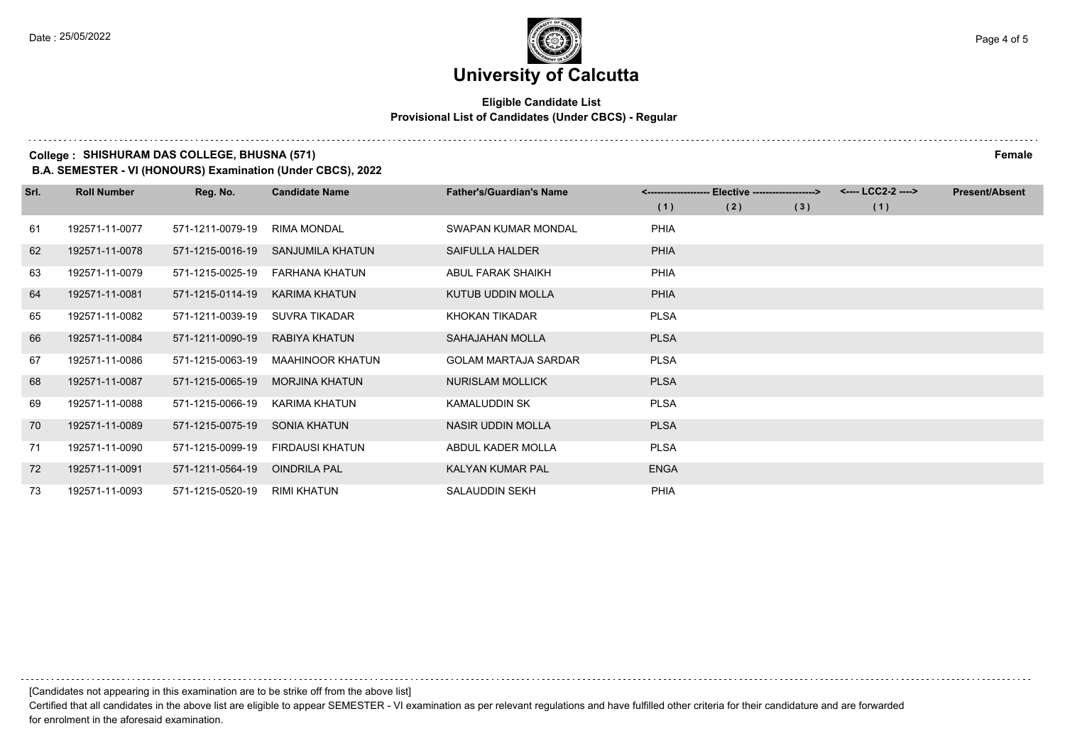# University of Calcutta

**Eligible Candidate List**
**Provisional List of Candidates (Under CBCS) - Regular**

**College : SHISHURAM DAS COLLEGE, BHUSNA (571)** **Female**
**B.A. SEMESTER - VI (HONOURS) Examination (Under CBCS), 2022**

| Srl. | Roll Number | Reg. No. | Candidate Name | Father's/Guardian's Name | <------------------- Elective -------------------> | | | <---- LCC2-2 ----> | Present/Absent |
|---|---|---|---|---|---|---|---|---|---|
| | | | | | (1) | (2) | (3) | (1) | |
| 61 | 192571-11-0077 | 571-1211-0079-19 | RIMA MONDAL | SWAPAN KUMAR MONDAL | PHIA | | | | |
| 62 | 192571-11-0078 | 571-1215-0016-19 | SANJUMILA KHATUN | SAIFULLA HALDER | PHIA | | | | |
| 63 | 192571-11-0079 | 571-1215-0025-19 | FARHANA KHATUN | ABUL FARAK SHAIKH | PHIA | | | | |
| 64 | 192571-11-0081 | 571-1215-0114-19 | KARIMA KHATUN | KUTUB UDDIN MOLLA | PHIA | | | | |
| 65 | 192571-11-0082 | 571-1211-0039-19 | SUVRA TIKADAR | KHOKAN TIKADAR | PLSA | | | | |
| 66 | 192571-11-0084 | 571-1211-0090-19 | RABIYA KHATUN | SAHAJAHAN MOLLA | PLSA | | | | |
| 67 | 192571-11-0086 | 571-1215-0063-19 | MAAHINOOR KHATUN | GOLAM MARTAJA SARDAR | PLSA | | | | |
| 68 | 192571-11-0087 | 571-1215-0065-19 | MORJINA KHATUN | NURISLAM MOLLICK | PLSA | | | | |
| 69 | 192571-11-0088 | 571-1215-0066-19 | KARIMA KHATUN | KAMALUDDIN SK | PLSA | | | | |
| 70 | 192571-11-0089 | 571-1215-0075-19 | SONIA KHATUN | NASIR UDDIN MOLLA | PLSA | | | | |
| 71 | 192571-11-0090 | 571-1215-0099-19 | FIRDAUSI KHATUN | ABDUL KADER MOLLA | PLSA | | | | |
| 72 | 192571-11-0091 | 571-1211-0564-19 | OINDRILA PAL | KALYAN KUMAR PAL | ENGA | | | | |
| 73 | 192571-11-0093 | 571-1215-0520-19 | RIMI KHATUN | SALAUDDIN SEKH | PHIA | | | | |

[Candidates not appearing in this examination are to be strike off from the above list]

Certified that all candidates in the above list are eligible to appear SEMESTER - VI examination as per relevant regulations and have fulfilled other criteria for their candidature and are forwarded for enrolment in the aforesaid examination.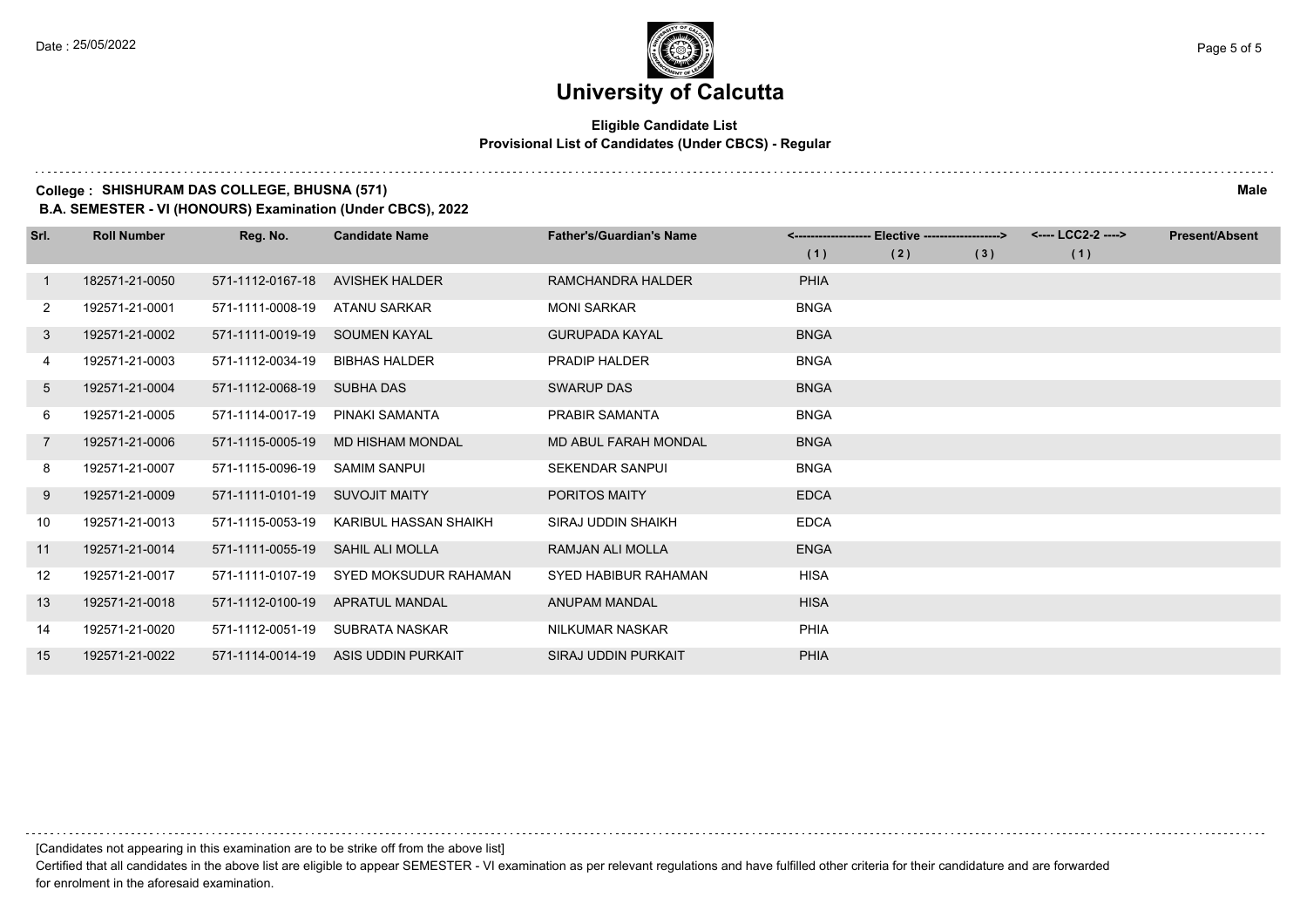# University of Calcutta

**Eligible Candidate List**
**Provisional List of Candidates (Under CBCS) - Regular**

**College : SHISHURAM DAS COLLEGE, BHUSNA (571)** **Male**

**B.A. SEMESTER - VI (HONOURS) Examination (Under CBCS), 2022**

| Srl. | Roll Number | Reg. No. | Candidate Name | Father's/Guardian's Name | <------------------- Elective -------------------> | | | <---- LCC2-2 ----> | Present/Absent |
|---|---|---|---|---|---|---|---|---|---|
| | | | | | (1) | (2) | (3) | (1) | |
| 1 | 182571-21-0050 | 571-1112-0167-18 | AVISHEK HALDER | RAMCHANDRA HALDER | PHIA | | | | |
| 2 | 192571-21-0001 | 571-1111-0008-19 | ATANU SARKAR | MONI SARKAR | BNGA | | | | |
| 3 | 192571-21-0002 | 571-1111-0019-19 | SOUMEN KAYAL | GURUPADA KAYAL | BNGA | | | | |
| 4 | 192571-21-0003 | 571-1112-0034-19 | BIBHAS HALDER | PRADIP HALDER | BNGA | | | | |
| 5 | 192571-21-0004 | 571-1112-0068-19 | SUBHA DAS | SWARUP DAS | BNGA | | | | |
| 6 | 192571-21-0005 | 571-1114-0017-19 | PINAKI SAMANTA | PRABIR SAMANTA | BNGA | | | | |
| 7 | 192571-21-0006 | 571-1115-0005-19 | MD HISHAM MONDAL | MD ABUL FARAH MONDAL | BNGA | | | | |
| 8 | 192571-21-0007 | 571-1115-0096-19 | SAMIM SANPUI | SEKENDAR SANPUI | BNGA | | | | |
| 9 | 192571-21-0009 | 571-1111-0101-19 | SUVOJIT MAITY | PORITOS MAITY | EDCA | | | | |
| 10 | 192571-21-0013 | 571-1115-0053-19 | KARIBUL HASSAN SHAIKH | SIRAJ UDDIN SHAIKH | EDCA | | | | |
| 11 | 192571-21-0014 | 571-1111-0055-19 | SAHIL ALI MOLLA | RAMJAN ALI MOLLA | ENGA | | | | |
| 12 | 192571-21-0017 | 571-1111-0107-19 | SYED MOKSUDUR RAHAMAN | SYED HABIBUR RAHAMAN | HISA | | | | |
| 13 | 192571-21-0018 | 571-1112-0100-19 | APRATUL MANDAL | ANUPAM MANDAL | HISA | | | | |
| 14 | 192571-21-0020 | 571-1112-0051-19 | SUBRATA NASKAR | NILKUMAR NASKAR | PHIA | | | | |
| 15 | 192571-21-0022 | 571-1114-0014-19 | ASIS UDDIN PURKAIT | SIRAJ UDDIN PURKAIT | PHIA | | | | |

[Candidates not appearing in this examination are to be strike off from the above list]

Certified that all candidates in the above list are eligible to appear SEMESTER - VI examination as per relevant regulations and have fulfilled other criteria for their candidature and are forwarded for enrolment in the aforesaid examination.